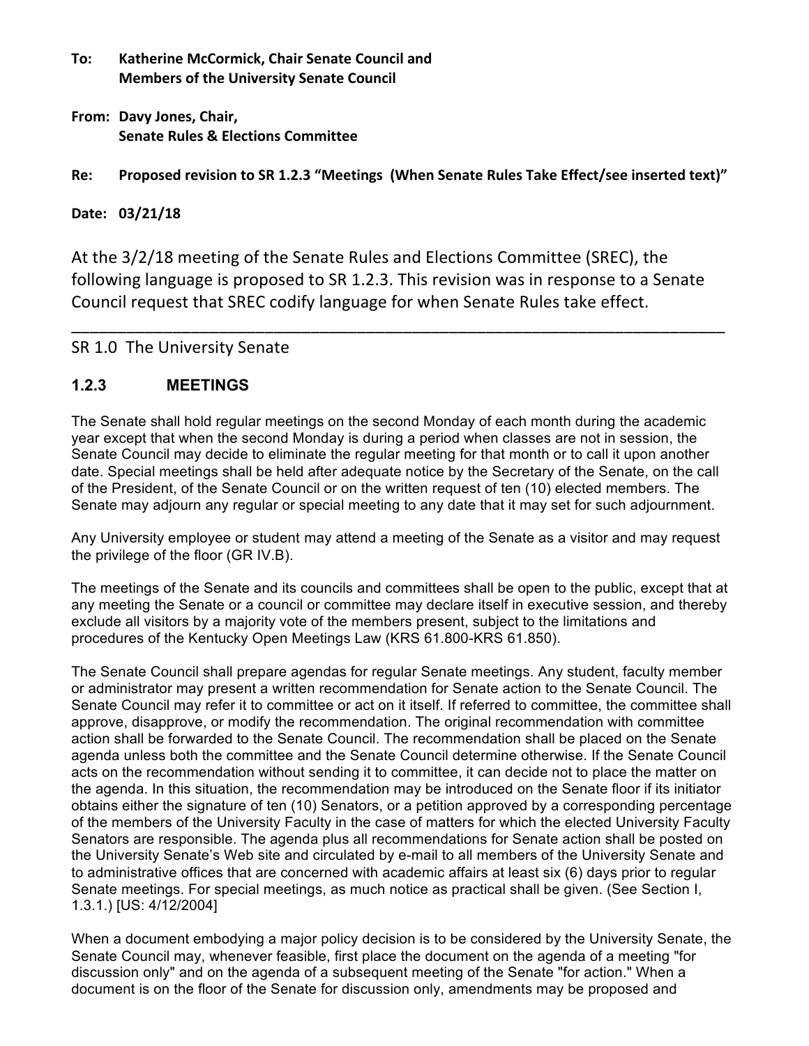**To:** **Katherine McCormick, Chair Senate Council and**
**Members of the University Senate Council**

**From:** **Davy Jones, Chair,**
**Senate Rules & Elections Committee**

**Re:** **Proposed revision to SR 1.2.3 "Meetings (When Senate Rules Take Effect/see inserted text)"**

**Date:** **03/21/18**

At the 3/2/18 meeting of the Senate Rules and Elections Committee (SREC), the following language is proposed to SR 1.2.3. This revision was in response to a Senate Council request that SREC codify language for when Senate Rules take effect.

---

SR 1.0 The University Senate

### 1.2.3 MEETINGS

The Senate shall hold regular meetings on the second Monday of each month during the academic year except that when the second Monday is during a period when classes are not in session, the Senate Council may decide to eliminate the regular meeting for that month or to call it upon another date. Special meetings shall be held after adequate notice by the Secretary of the Senate, on the call of the President, of the Senate Council or on the written request of ten (10) elected members. The Senate may adjourn any regular or special meeting to any date that it may set for such adjournment.

Any University employee or student may attend a meeting of the Senate as a visitor and may request the privilege of the floor (GR IV.B).

The meetings of the Senate and its councils and committees shall be open to the public, except that at any meeting the Senate or a council or committee may declare itself in executive session, and thereby exclude all visitors by a majority vote of the members present, subject to the limitations and procedures of the Kentucky Open Meetings Law (KRS 61.800-KRS 61.850).

The Senate Council shall prepare agendas for regular Senate meetings. Any student, faculty member or administrator may present a written recommendation for Senate action to the Senate Council. The Senate Council may refer it to committee or act on it itself. If referred to committee, the committee shall approve, disapprove, or modify the recommendation. The original recommendation with committee action shall be forwarded to the Senate Council. The recommendation shall be placed on the Senate agenda unless both the committee and the Senate Council determine otherwise. If the Senate Council acts on the recommendation without sending it to committee, it can decide not to place the matter on the agenda. In this situation, the recommendation may be introduced on the Senate floor if its initiator obtains either the signature of ten (10) Senators, or a petition approved by a corresponding percentage of the members of the University Faculty in the case of matters for which the elected University Faculty Senators are responsible. The agenda plus all recommendations for Senate action shall be posted on the University Senate's Web site and circulated by e-mail to all members of the University Senate and to administrative offices that are concerned with academic affairs at least six (6) days prior to regular Senate meetings. For special meetings, as much notice as practical shall be given. (See Section I, 1.3.1.) [US: 4/12/2004]

When a document embodying a major policy decision is to be considered by the University Senate, the Senate Council may, whenever feasible, first place the document on the agenda of a meeting "for discussion only" and on the agenda of a subsequent meeting of the Senate "for action." When a document is on the floor of the Senate for discussion only, amendments may be proposed and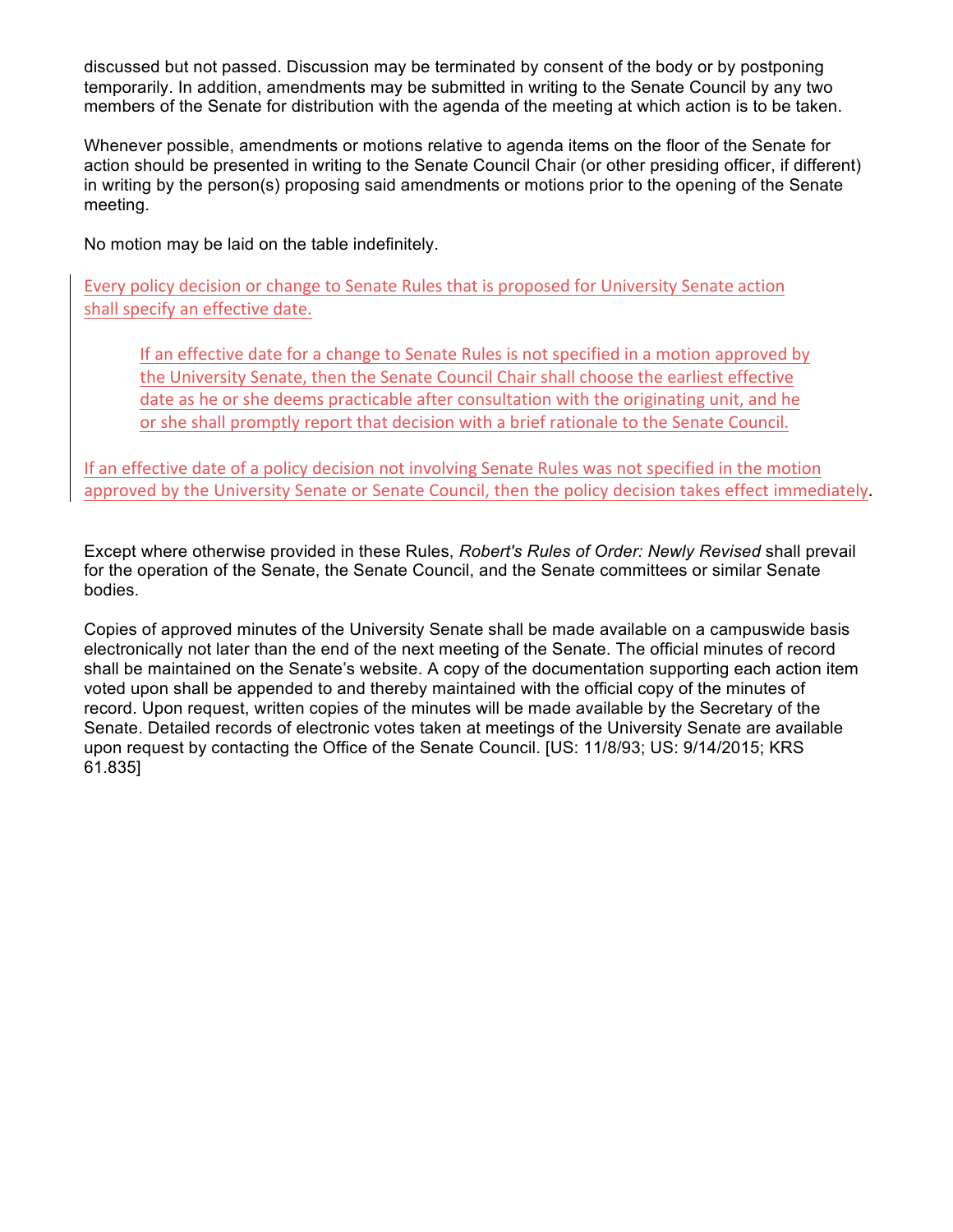discussed but not passed. Discussion may be terminated by consent of the body or by postponing temporarily. In addition, amendments may be submitted in writing to the Senate Council by any two members of the Senate for distribution with the agenda of the meeting at which action is to be taken.

Whenever possible, amendments or motions relative to agenda items on the floor of the Senate for action should be presented in writing to the Senate Council Chair (or other presiding officer, if different) in writing by the person(s) proposing said amendments or motions prior to the opening of the Senate meeting.

No motion may be laid on the table indefinitely.

Every policy decision or change to Senate Rules that is proposed for University Senate action shall specify an effective date.

> If an effective date for a change to Senate Rules is not specified in a motion approved by the University Senate, then the Senate Council Chair shall choose the earliest effective date as he or she deems practicable after consultation with the originating unit, and he or she shall promptly report that decision with a brief rationale to the Senate Council.

If an effective date of a policy decision not involving Senate Rules was not specified in the motion approved by the University Senate or Senate Council, then the policy decision takes effect immediately.

Except where otherwise provided in these Rules, *Robert's Rules of Order: Newly Revised* shall prevail for the operation of the Senate, the Senate Council, and the Senate committees or similar Senate bodies.

Copies of approved minutes of the University Senate shall be made available on a campuswide basis electronically not later than the end of the next meeting of the Senate. The official minutes of record shall be maintained on the Senate's website. A copy of the documentation supporting each action item voted upon shall be appended to and thereby maintained with the official copy of the minutes of record. Upon request, written copies of the minutes will be made available by the Secretary of the Senate. Detailed records of electronic votes taken at meetings of the University Senate are available upon request by contacting the Office of the Senate Council. [US: 11/8/93; US: 9/14/2015; KRS 61.835]